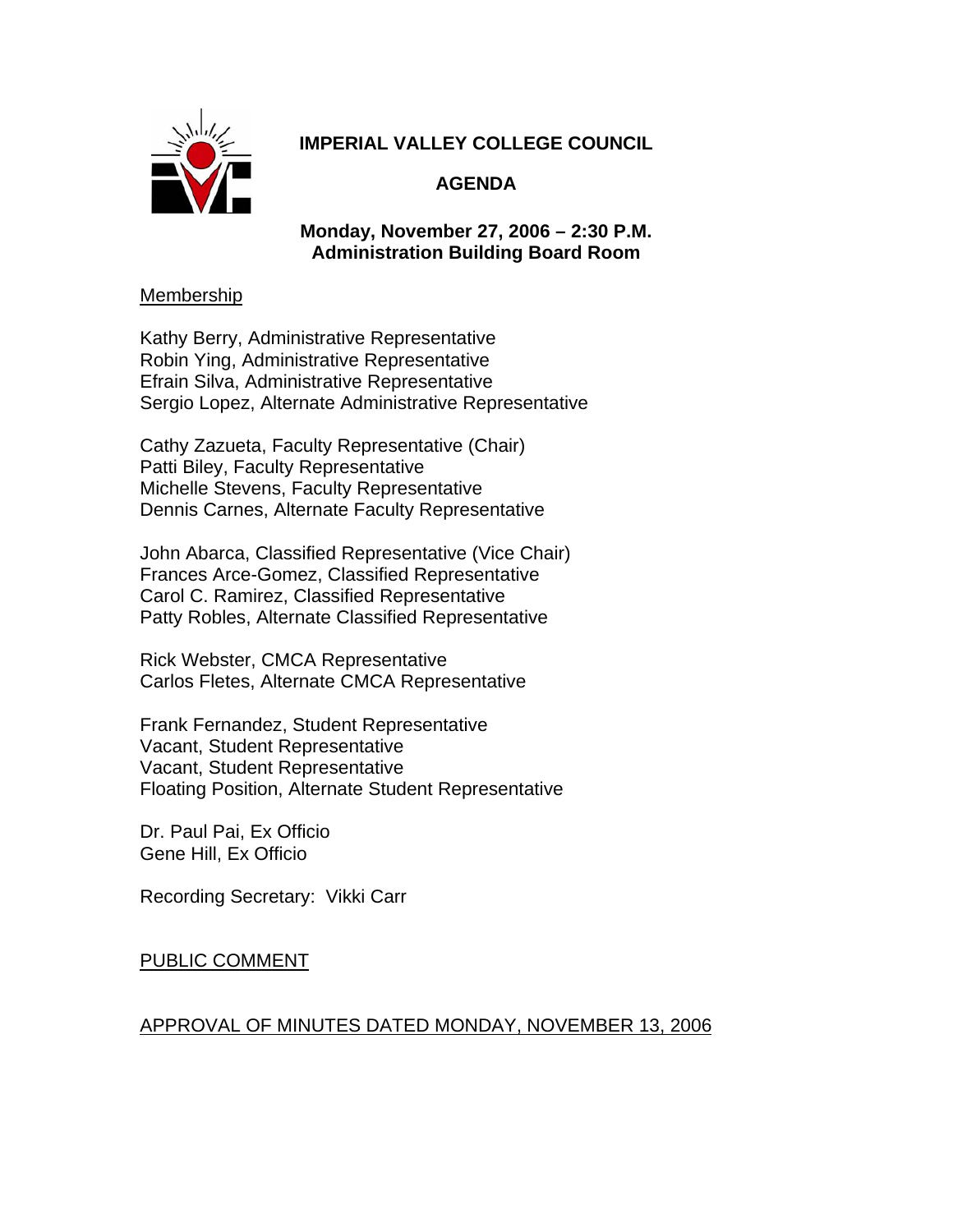# IMPERIAL VALLEY COLLEGE COUNCIL

## AGENDA

**Monday, November 27, 2006 – 2:30 P.M.**
**Administration Building Board Room**

Membership

Kathy Berry, Administrative Representative
Robin Ying, Administrative Representative
Efrain Silva, Administrative Representative
Sergio Lopez, Alternate Administrative Representative

Cathy Zazueta, Faculty Representative (Chair)
Patti Biley, Faculty Representative
Michelle Stevens, Faculty Representative
Dennis Carnes, Alternate Faculty Representative

John Abarca, Classified Representative (Vice Chair)
Frances Arce-Gomez, Classified Representative
Carol C. Ramirez, Classified Representative
Patty Robles, Alternate Classified Representative

Rick Webster, CMCA Representative
Carlos Fletes, Alternate CMCA Representative

Frank Fernandez, Student Representative
Vacant, Student Representative
Vacant, Student Representative
Floating Position, Alternate Student Representative

Dr. Paul Pai, Ex Officio
Gene Hill, Ex Officio

Recording Secretary: Vikki Carr

PUBLIC COMMENT

APPROVAL OF MINUTES DATED MONDAY, NOVEMBER 13, 2006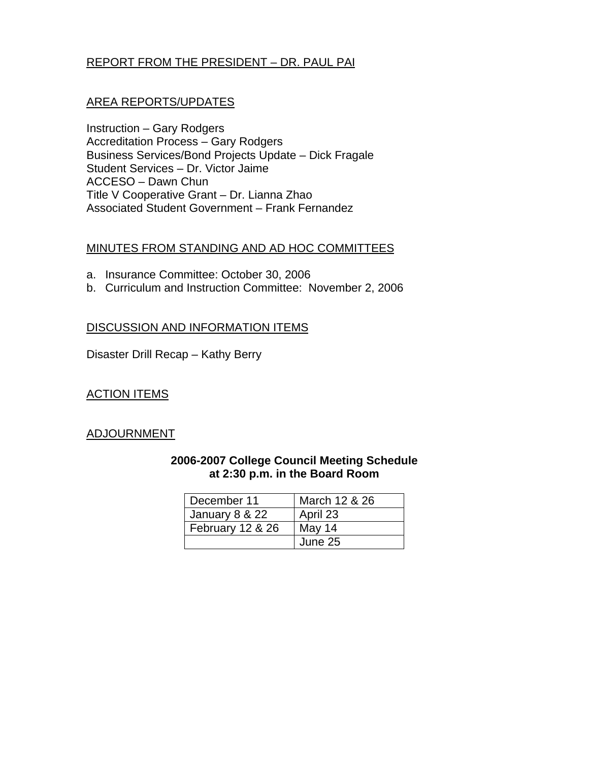REPORT FROM THE PRESIDENT – DR. PAUL PAI

AREA REPORTS/UPDATES

Instruction – Gary Rodgers
Accreditation Process – Gary Rodgers
Business Services/Bond Projects Update – Dick Fragale
Student Services – Dr. Victor Jaime
ACCESO – Dawn Chun
Title V Cooperative Grant – Dr. Lianna Zhao
Associated Student Government – Frank Fernandez

MINUTES FROM STANDING AND AD HOC COMMITTEES

a. Insurance Committee: October 30, 2006
b. Curriculum and Instruction Committee: November 2, 2006

DISCUSSION AND INFORMATION ITEMS

Disaster Drill Recap – Kathy Berry

ACTION ITEMS

ADJOURNMENT

**2006-2007 College Council Meeting Schedule at 2:30 p.m. in the Board Room**

| | |
|---|---|
| December 11 | March 12 & 26 |
| January 8 & 22 | April 23 |
| February 12 & 26 | May 14 |
| | June 25 |